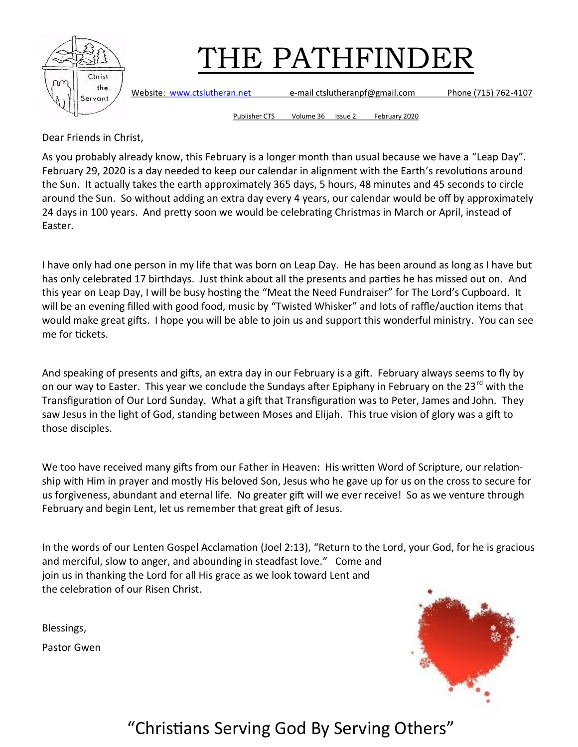# THE PATHFINDER

Website: www.ctslutheran.net e-mail ctslutheranpf@gmail.com Phone (715) 762-4107

Publisher CTS Volume 36 Issue 2 February 2020

Dear Friends in Christ,

As you probably already know, this February is a longer month than usual because we have a "Leap Day". February 29, 2020 is a day needed to keep our calendar in alignment with the Earth's revolutions around the Sun. It actually takes the earth approximately 365 days, 5 hours, 48 minutes and 45 seconds to circle around the Sun. So without adding an extra day every 4 years, our calendar would be off by approximately 24 days in 100 years. And pretty soon we would be celebrating Christmas in March or April, instead of Easter.

I have only had one person in my life that was born on Leap Day. He has been around as long as I have but has only celebrated 17 birthdays. Just think about all the presents and parties he has missed out on. And this year on Leap Day, I will be busy hosting the "Meat the Need Fundraiser" for The Lord's Cupboard. It will be an evening filled with good food, music by "Twisted Whisker" and lots of raffle/auction items that would make great gifts. I hope you will be able to join us and support this wonderful ministry. You can see me for tickets.

And speaking of presents and gifts, an extra day in our February is a gift. February always seems to fly by on our way to Easter. This year we conclude the Sundays after Epiphany in February on the 23rd with the Transfiguration of Our Lord Sunday. What a gift that Transfiguration was to Peter, James and John. They saw Jesus in the light of God, standing between Moses and Elijah. This true vision of glory was a gift to those disciples.

We too have received many gifts from our Father in Heaven: His written Word of Scripture, our relationship with Him in prayer and mostly His beloved Son, Jesus who he gave up for us on the cross to secure for us forgiveness, abundant and eternal life. No greater gift will we ever receive! So as we venture through February and begin Lent, let us remember that great gift of Jesus.

In the words of our Lenten Gospel Acclamation (Joel 2:13), "Return to the Lord, your God, for he is gracious and merciful, slow to anger, and abounding in steadfast love." Come and join us in thanking the Lord for all His grace as we look toward Lent and the celebration of our Risen Christ.

Blessings,

Pastor Gwen

"Christians Serving God By Serving Others"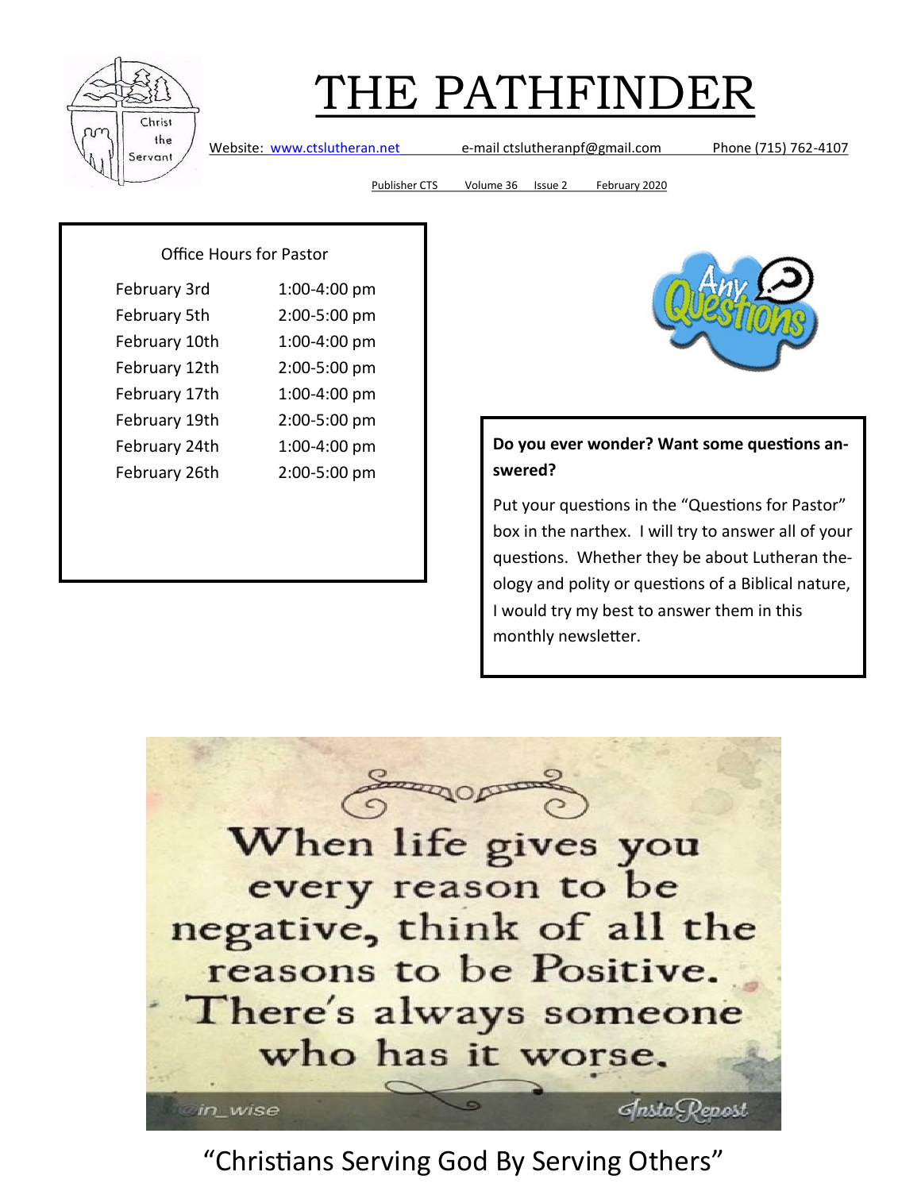# THE PATHFINDER

Website: www.ctslutheran.net e-mail ctslutheranpf@gmail.com Phone (715) 762-4107

Publisher CTS Volume 36 Issue 2 February 2020

Office Hours for Pastor

| | |
|---|---|
| February 3rd | 1:00-4:00 pm |
| February 5th | 2:00-5:00 pm |
| February 10th | 1:00-4:00 pm |
| February 12th | 2:00-5:00 pm |
| February 17th | 1:00-4:00 pm |
| February 19th | 2:00-5:00 pm |
| February 24th | 1:00-4:00 pm |
| February 26th | 2:00-5:00 pm |

**Do you ever wonder? Want some questions answered?**

Put your questions in the "Questions for Pastor" box in the narthex. I will try to answer all of your questions. Whether they be about Lutheran theology and polity or questions of a Biblical nature, I would try my best to answer them in this monthly newsletter.

When life gives you every reason to be negative, think of all the reasons to be Positive. There's always someone who has it worse.

"Christians Serving God By Serving Others"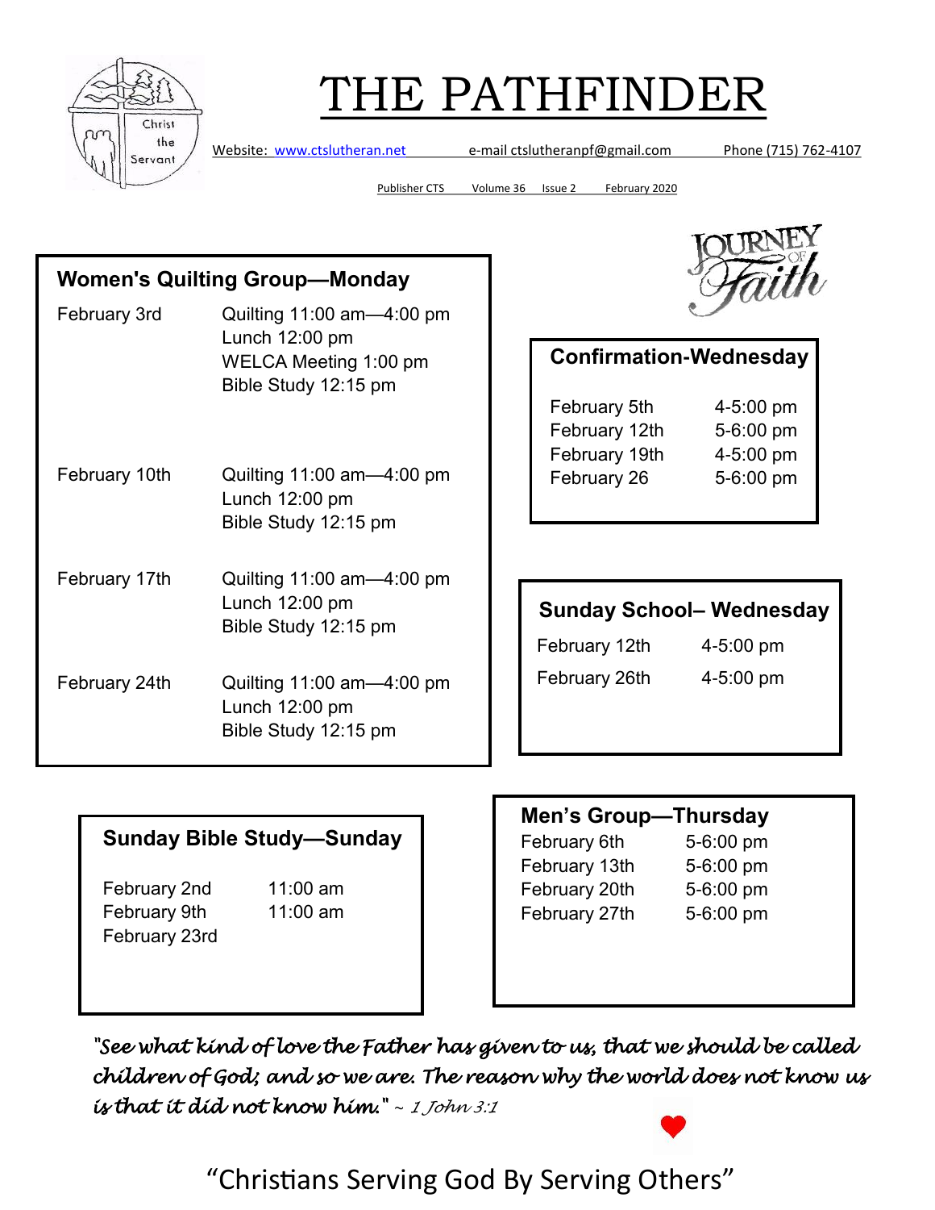# THE PATHFINDER

Website: www.ctslutheran.net e-mail ctslutheranpf@gmail.com Phone (715) 762-4107

Publisher CTS Volume 36 Issue 2 February 2020

## Women's Quilting Group—Monday

| | |
|---|---|
| February 3rd | Quilting 11:00 am—4:00 pm<br>Lunch 12:00 pm<br>WELCA Meeting 1:00 pm<br>Bible Study 12:15 pm |
| February 10th | Quilting 11:00 am—4:00 pm<br>Lunch 12:00 pm<br>Bible Study 12:15 pm |
| February 17th | Quilting 11:00 am—4:00 pm<br>Lunch 12:00 pm<br>Bible Study 12:15 pm |
| February 24th | Quilting 11:00 am—4:00 pm<br>Lunch 12:00 pm<br>Bible Study 12:15 pm |

JOURNEY OF Faith

## Confirmation-Wednesday

| | |
|---|---|
| February 5th | 4-5:00 pm |
| February 12th | 5-6:00 pm |
| February 19th | 4-5:00 pm |
| February 26 | 5-6:00 pm |

## Sunday School– Wednesday

| | |
|---|---|
| February 12th | 4-5:00 pm |
| February 26th | 4-5:00 pm |

## Sunday Bible Study—Sunday

| | |
|---|---|
| February 2nd | 11:00 am |
| February 9th | 11:00 am |
| February 23rd | |

## Men's Group—Thursday

| | |
|---|---|
| February 6th | 5-6:00 pm |
| February 13th | 5-6:00 pm |
| February 20th | 5-6:00 pm |
| February 27th | 5-6:00 pm |

*"See what kind of love the Father has given to us, that we should be called children of God; and so we are. The reason why the world does not know us is that it did not know him."* ~ *1 John 3:1*

"Christians Serving God By Serving Others"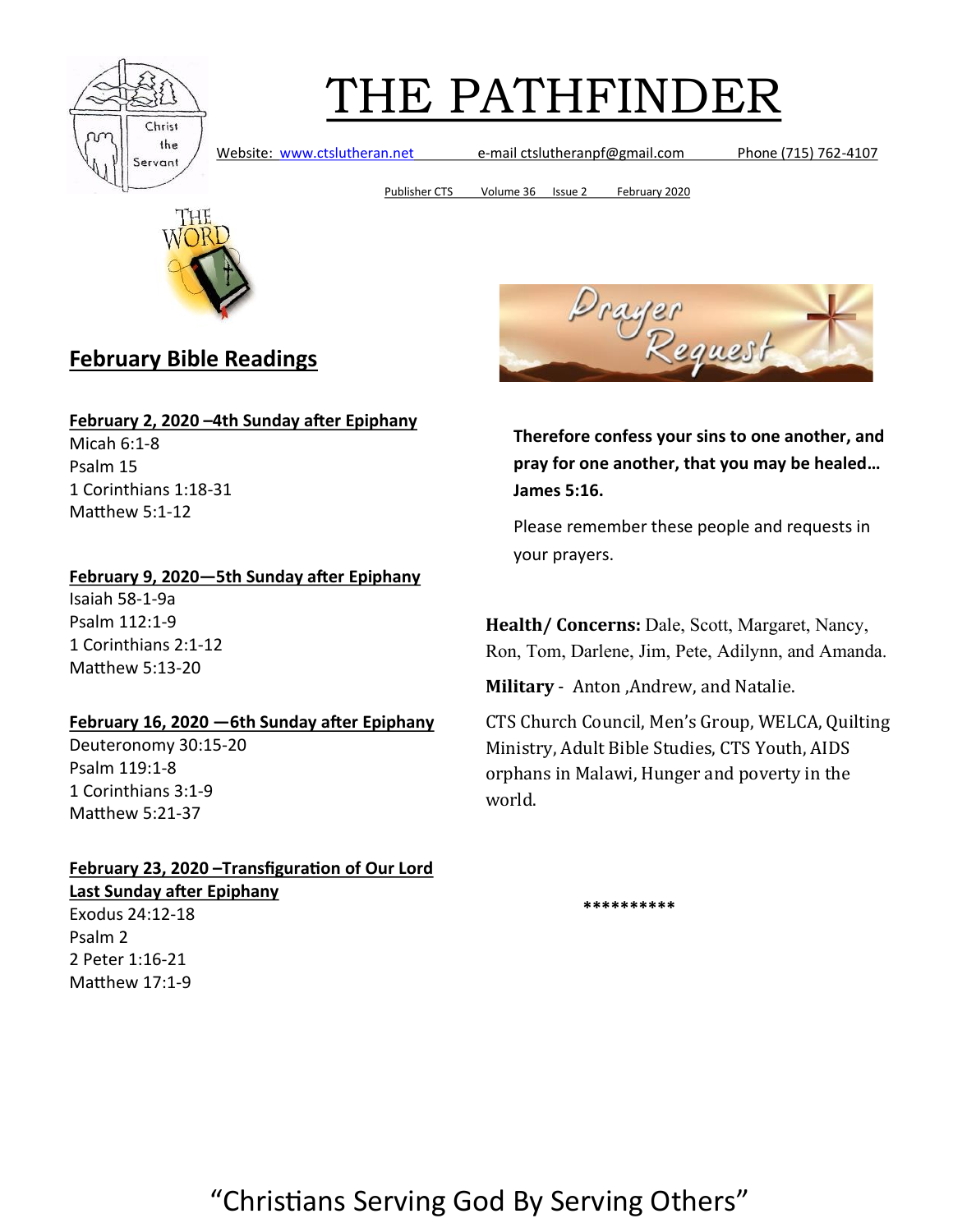# THE PATHFINDER

Website: www.ctslutheran.net e-mail ctslutheranpf@gmail.com Phone (715) 762-4107

Publisher CTS Volume 36 Issue 2 February 2020

## February Bible Readings

**February 2, 2020 –4th Sunday after Epiphany**

Micah 6:1-8
Psalm 15
1 Corinthians 1:18-31
Matthew 5:1-12

**February 9, 2020—5th Sunday after Epiphany**

Isaiah 58-1-9a
Psalm 112:1-9
1 Corinthians 2:1-12
Matthew 5:13-20

**February 16, 2020 —6th Sunday after Epiphany**

Deuteronomy 30:15-20
Psalm 119:1-8
1 Corinthians 3:1-9
Matthew 5:21-37

**February 23, 2020 –Transfiguration of Our Lord Last Sunday after Epiphany**

Exodus 24:12-18
Psalm 2
2 Peter 1:16-21
Matthew 17:1-9

## Prayer Request

**Therefore confess your sins to one another, and pray for one another, that you may be healed… James 5:16.**

Please remember these people and requests in your prayers.

**Health/ Concerns:** Dale, Scott, Margaret, Nancy, Ron, Tom, Darlene, Jim, Pete, Adilynn, and Amanda.

**Military** - Anton ,Andrew, and Natalie.

CTS Church Council, Men's Group, WELCA, Quilting Ministry, Adult Bible Studies, CTS Youth, AIDS orphans in Malawi, Hunger and poverty in the world.

**********

"Christians Serving God By Serving Others"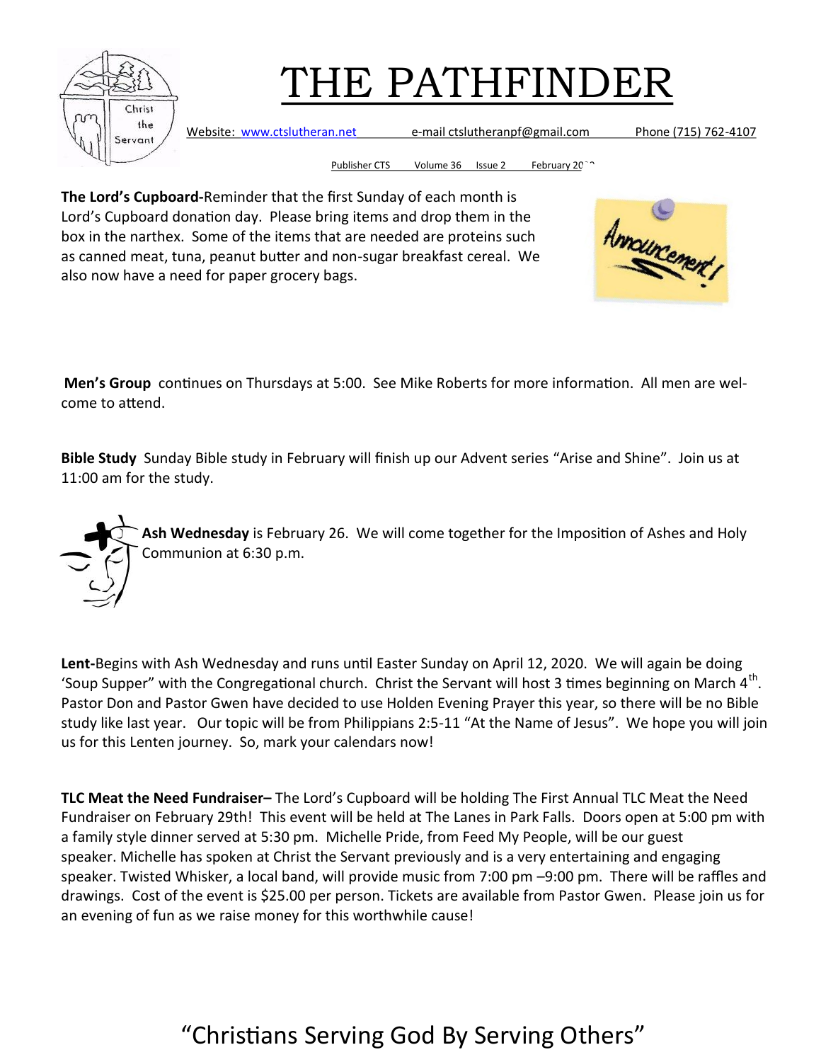# THE PATHFINDER

Website: www.ctslutheran.net e-mail ctslutheranpf@gmail.com Phone (715) 762-4107

Publisher CTS Volume 36 Issue 2 February 2020

**The Lord's Cupboard-**Reminder that the first Sunday of each month is Lord's Cupboard donation day. Please bring items and drop them in the box in the narthex. Some of the items that are needed are proteins such as canned meat, tuna, peanut butter and non-sugar breakfast cereal. We also now have a need for paper grocery bags.

**Men's Group** continues on Thursdays at 5:00. See Mike Roberts for more information. All men are welcome to attend.

**Bible Study** Sunday Bible study in February will finish up our Advent series "Arise and Shine". Join us at 11:00 am for the study.

**Ash Wednesday** is February 26. We will come together for the Imposition of Ashes and Holy Communion at 6:30 p.m.

**Lent-**Begins with Ash Wednesday and runs until Easter Sunday on April 12, 2020. We will again be doing 'Soup Supper" with the Congregational church. Christ the Servant will host 3 times beginning on March 4th. Pastor Don and Pastor Gwen have decided to use Holden Evening Prayer this year, so there will be no Bible study like last year. Our topic will be from Philippians 2:5-11 "At the Name of Jesus". We hope you will join us for this Lenten journey. So, mark your calendars now!

**TLC Meat the Need Fundraiser–** The Lord's Cupboard will be holding The First Annual TLC Meat the Need Fundraiser on February 29th! This event will be held at The Lanes in Park Falls. Doors open at 5:00 pm with a family style dinner served at 5:30 pm. Michelle Pride, from Feed My People, will be our guest speaker. Michelle has spoken at Christ the Servant previously and is a very entertaining and engaging speaker. Twisted Whisker, a local band, will provide music from 7:00 pm –9:00 pm. There will be raffles and drawings. Cost of the event is $25.00 per person. Tickets are available from Pastor Gwen. Please join us for an evening of fun as we raise money for this worthwhile cause!

"Christians Serving God By Serving Others"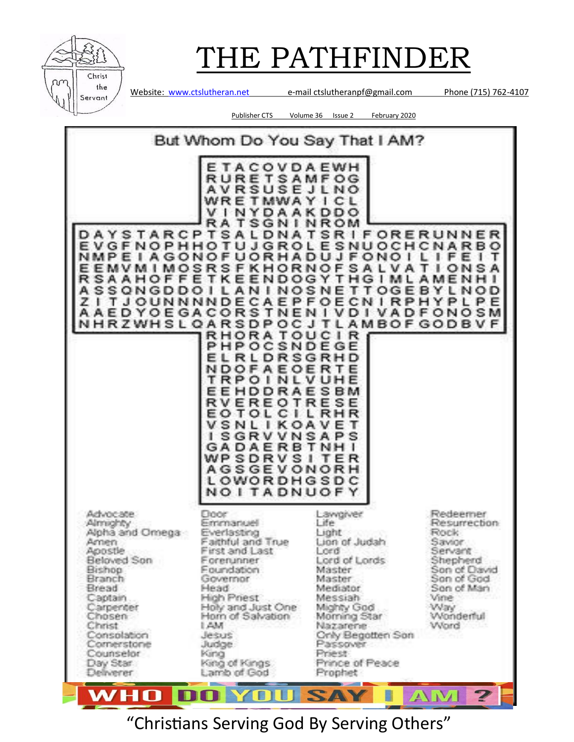# THE PATHFINDER

Website: www.ctslutheran.net e-mail ctslutheranpf@gmail.com Phone (715) 762-4107

Publisher CTS Volume 36 Issue 2 February 2020

## But Whom Do You Say That I AM?

```
                    E T A C O V D A E W H
                    R U R E T S A M F O G
                    A V R S U S E J L N O
                    W R E T M W A Y I C L
                    V I N Y D A A K D D O
                    R A T S G N I N R O M
D A Y S T A R C P T S A L D N A T S R I F O R E R U N N E R
E V G F N O P H H O T U J G R O L E S N U O C H C N A R B O
N M P E I A G O N O F U O R H A D U J F O N O I L I F E I T
E E M V M I M O S R S F K H O R N O F S A L V A T I O N S A
R S A A H O F F E T K E E N D O G Y T H G I M L A M E N H I
A S S O N G D D O I L A N I N O S N E T T O G E B Y L N O D
Z I T J O U N N N N D E C A E P F O E C N I R P H Y P L P E
A A E D Y O E G A C O R S T N E N I V D I V A D F O N O S M
N H R Z W H S L Q A R S D P O C J T L A M B O F G O D B V F
                    R H O R A T O U C I R
                    P H P O C S N D E G E
                    E L R L D R S G R H D
                    N D O F A E O E R T E
                    T R P O I N L V U H E
                    E E H D D R A E S B M
                    R V E R E O T R E S E
                    E O T O L C I L R H R
                    V S N L I K O A V E T
                    I S G R V V N S A P S
                    G A D A E R B T N H I
                    W P S D R V S I T E R
                    A G S G E V O N O R H
                    L O W O R D H G S D C
                    N O I T A D N U O F Y
```

Advocate
Almighty
Alpha and Omega
Amen
Apostle
Beloved Son
Bishop
Branch
Bread
Captain
Carpenter
Chosen
Christ
Consolation
Cornerstone
Counselor
Day Star
Deliverer
Door
Emmanuel
Everlasting
Faithful and True
First and Last
Forerunner
Foundation
Governor
Head
High Priest
Holy and Just One
Horn of Salvation
I AM
Jesus
Judge
King
King of Kings
Lamb of God
Lawgiver
Life
Light
Lion of Judah
Lord
Lord of Lords
Master
Master
Mediator
Messiah
Mighty God
Morning Star
Nazarene
Only Begotten Son
Passover
Priest
Prince of Peace
Prophet
Redeemer
Resurrection
Rock
Savior
Servant
Shepherd
Son of David
Son of God
Son of Man
Vine
Way
Wonderful
Word

**WHO DO YOU SAY I AM?**

"Christians Serving God By Serving Others"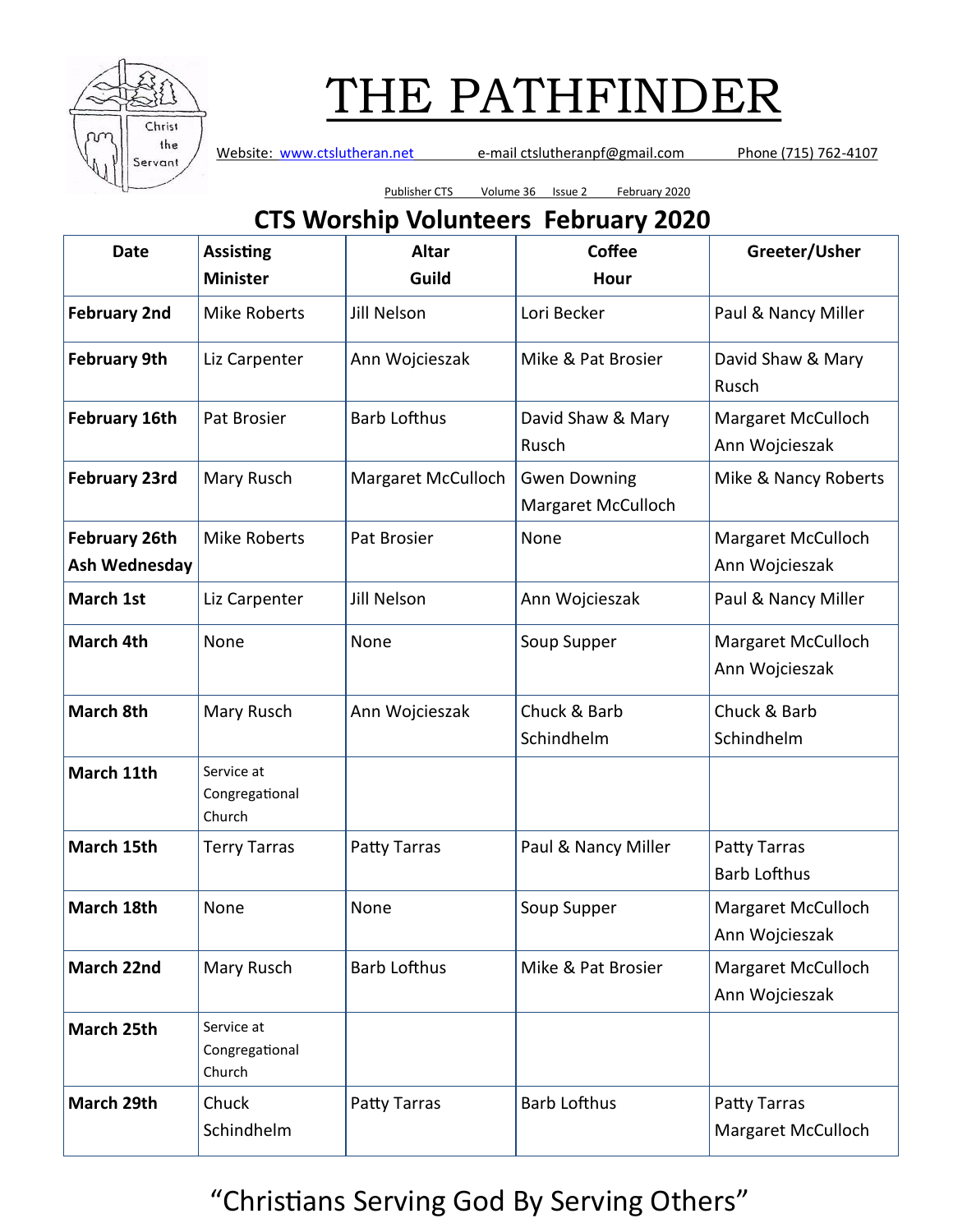# THE PATHFINDER

Website: www.ctslutheran.net e-mail ctslutheranpf@gmail.com Phone (715) 762-4107

Publisher CTS Volume 36 Issue 2 February 2020

## CTS Worship Volunteers February 2020

| Date | Assisting Minister | Altar Guild | Coffee Hour | Greeter/Usher |
|---|---|---|---|---|
| **February 2nd** | Mike Roberts | Jill Nelson | Lori Becker | Paul & Nancy Miller |
| **February 9th** | Liz Carpenter | Ann Wojcieszak | Mike & Pat Brosier | David Shaw & Mary Rusch |
| **February 16th** | Pat Brosier | Barb Lofthus | David Shaw & Mary Rusch | Margaret McCulloch Ann Wojcieszak |
| **February 23rd** | Mary Rusch | Margaret McCulloch | Gwen Downing Margaret McCulloch | Mike & Nancy Roberts |
| **February 26th Ash Wednesday** | Mike Roberts | Pat Brosier | None | Margaret McCulloch Ann Wojcieszak |
| **March 1st** | Liz Carpenter | Jill Nelson | Ann Wojcieszak | Paul & Nancy Miller |
| **March 4th** | None | None | Soup Supper | Margaret McCulloch Ann Wojcieszak |
| **March 8th** | Mary Rusch | Ann Wojcieszak | Chuck & Barb Schindhelm | Chuck & Barb Schindhelm |
| **March 11th** | Service at Congregational Church | | | |
| **March 15th** | Terry Tarras | Patty Tarras | Paul & Nancy Miller | Patty Tarras Barb Lofthus |
| **March 18th** | None | None | Soup Supper | Margaret McCulloch Ann Wojcieszak |
| **March 22nd** | Mary Rusch | Barb Lofthus | Mike & Pat Brosier | Margaret McCulloch Ann Wojcieszak |
| **March 25th** | Service at Congregational Church | | | |
| **March 29th** | Chuck Schindhelm | Patty Tarras | Barb Lofthus | Patty Tarras Margaret McCulloch |

"Christians Serving God By Serving Others"